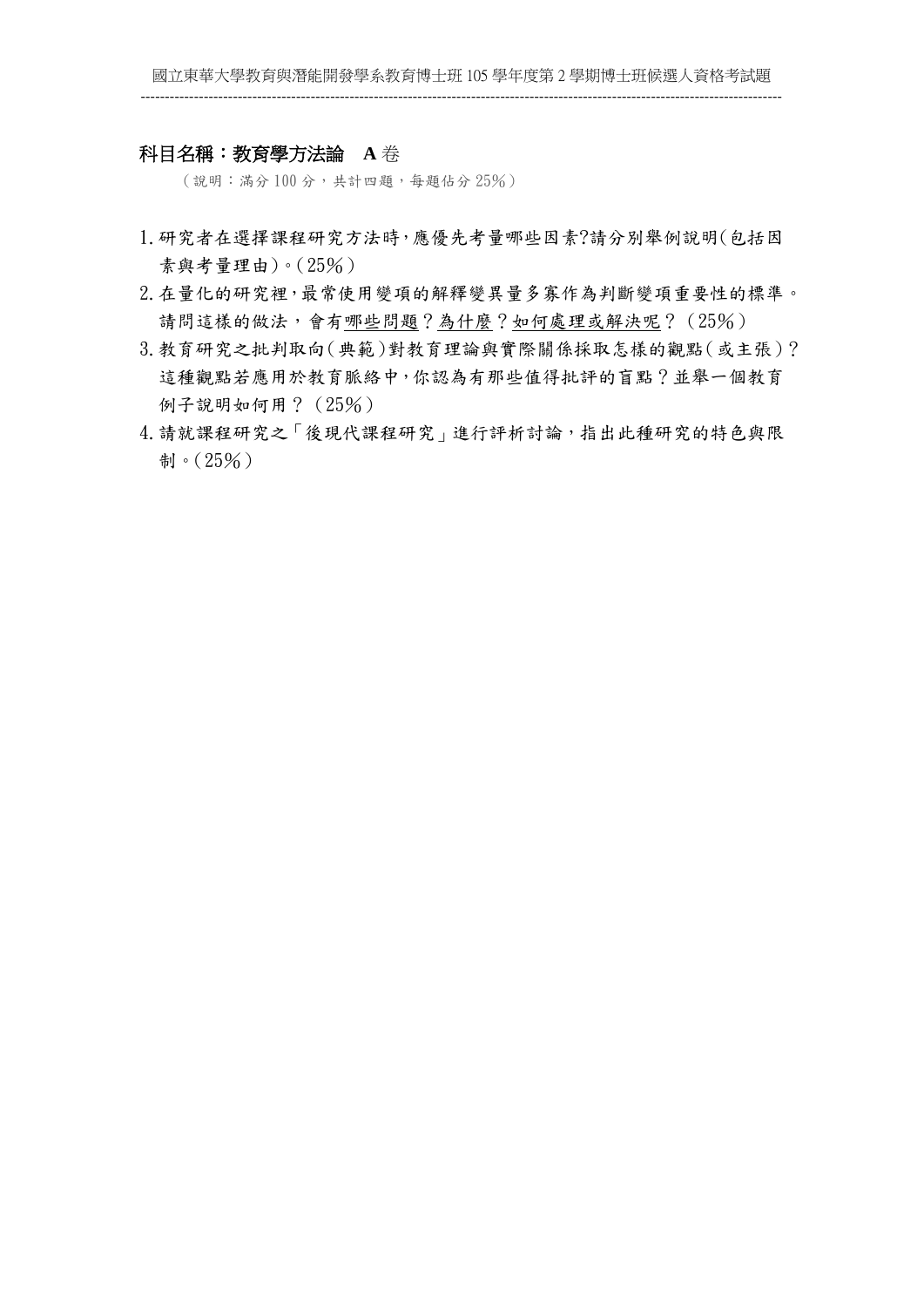國立東華大學教育與潛能開發學系教育博士班 105 學年度第 2 學期博士班候選人資格考試題

## 科目名稱：教育學方法論　A 卷

（說明：滿分 100 分，共計四題，每題佔分 25%）

1. 研究者在選擇課程研究方法時，應優先考量哪些因素?請分別舉例說明(包括因素與考量理由)。(25%)
2. 在量化的研究裡，最常使用變項的解釋變異量多寡作為判斷變項重要性的標準。請問這樣的做法，會有<u>哪些問題</u>？<u>為什麼</u>？<u>如何處理或解決呢</u>？（25%）
3. 教育研究之批判取向(典範)對教育理論與實際關係採取怎樣的觀點(或主張)？這種觀點若應用於教育脈絡中，你認為有那些值得批評的盲點？並舉一個教育例子說明如何用？（25%）
4. 請就課程研究之「後現代課程研究」進行評析討論，指出此種研究的特色與限制。(25%)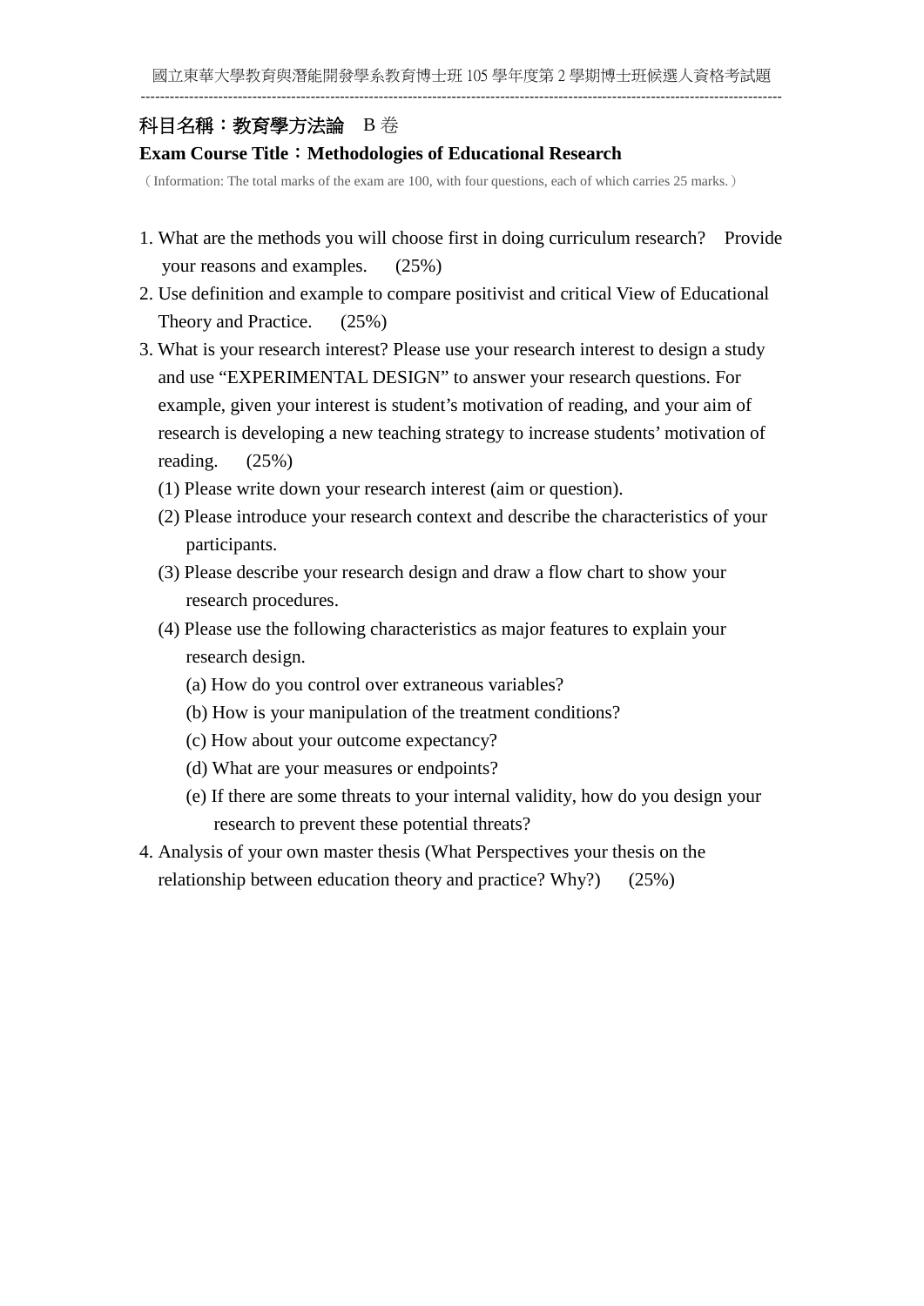國立東華大學教育與潛能開發學系教育博士班 105 學年度第 2 學期博士班候選人資格考試題

---

**科目名稱：教育學方法論** B 卷

**Exam Course Title：Methodologies of Educational Research**

（Information: The total marks of the exam are 100, with four questions, each of which carries 25 marks.）

1. What are the methods you will choose first in doing curriculum research? Provide your reasons and examples. (25%)
2. Use definition and example to compare positivist and critical View of Educational Theory and Practice. (25%)
3. What is your research interest? Please use your research interest to design a study and use "EXPERIMENTAL DESIGN" to answer your research questions. For example, given your interest is student's motivation of reading, and your aim of research is developing a new teaching strategy to increase students' motivation of reading. (25%)
   (1) Please write down your research interest (aim or question).
   (2) Please introduce your research context and describe the characteristics of your participants.
   (3) Please describe your research design and draw a flow chart to show your research procedures.
   (4) Please use the following characteristics as major features to explain your research design.
      (a) How do you control over extraneous variables?
      (b) How is your manipulation of the treatment conditions?
      (c) How about your outcome expectancy?
      (d) What are your measures or endpoints?
      (e) If there are some threats to your internal validity, how do you design your research to prevent these potential threats?
4. Analysis of your own master thesis (What Perspectives your thesis on the relationship between education theory and practice? Why?) (25%)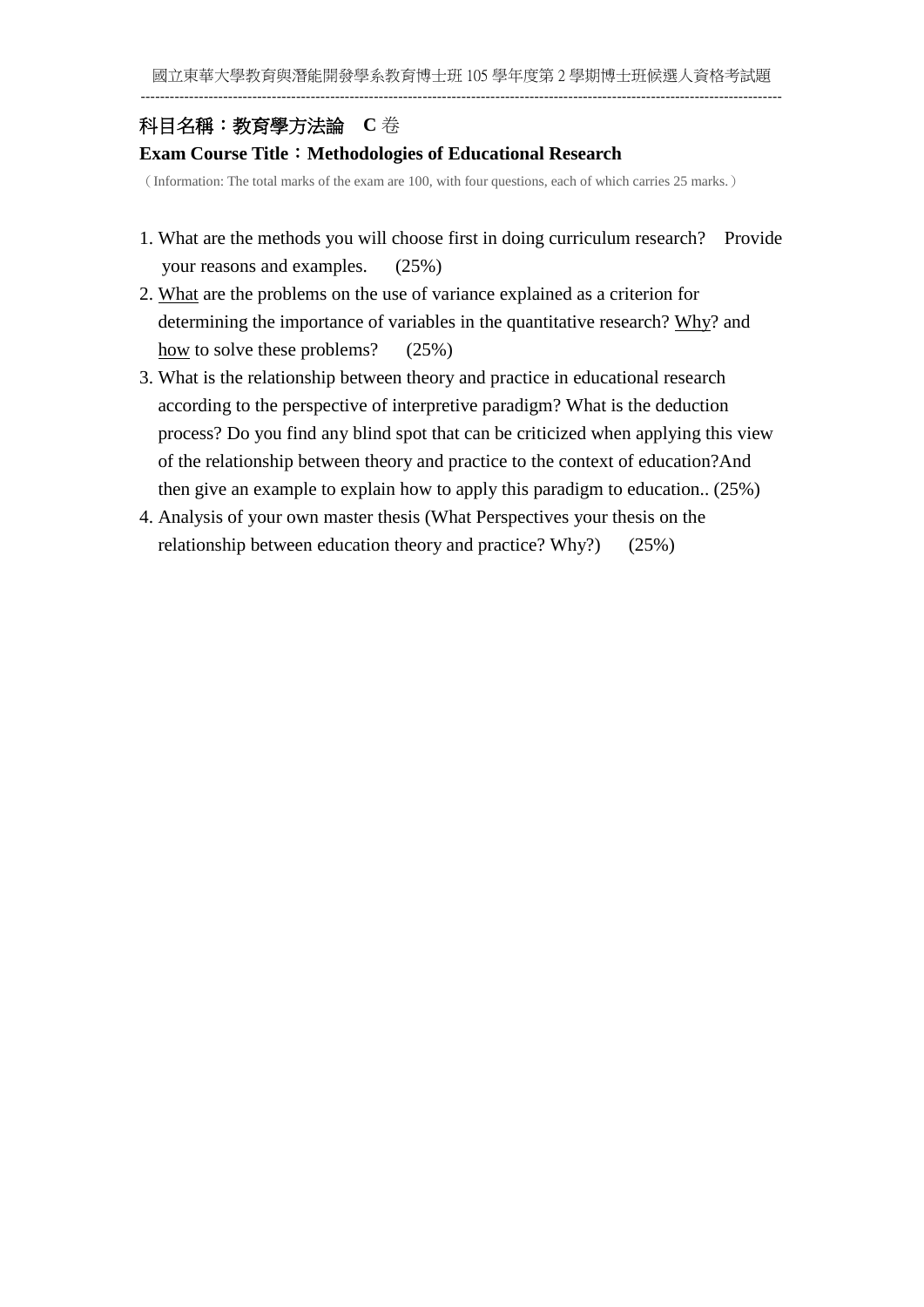**科目名稱：教育學方法論　C 卷**

**Exam Course Title：Methodologies of Educational Research**

（Information: The total marks of the exam are 100, with four questions, each of which carries 25 marks.）

1. What are the methods you will choose first in doing curriculum research? Provide your reasons and examples. (25%)
2. What are the problems on the use of variance explained as a criterion for determining the importance of variables in the quantitative research? Why? and how to solve these problems? (25%)
3. What is the relationship between theory and practice in educational research according to the perspective of interpretive paradigm? What is the deduction process? Do you find any blind spot that can be criticized when applying this view of the relationship between theory and practice to the context of education?And then give an example to explain how to apply this paradigm to education.. (25%)
4. Analysis of your own master thesis (What Perspectives your thesis on the relationship between education theory and practice? Why?) (25%)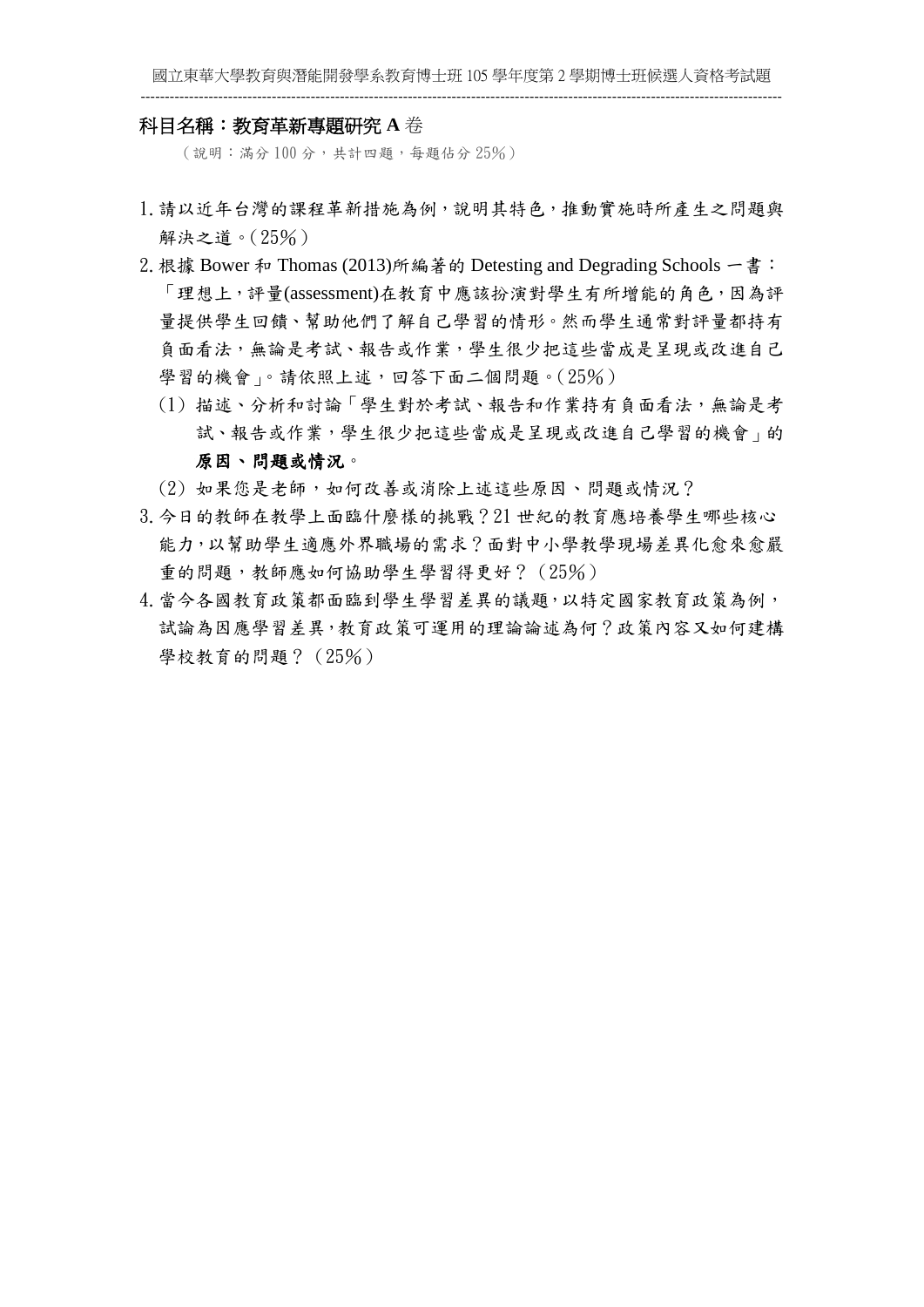國立東華大學教育與潛能開發學系教育博士班 105 學年度第 2 學期博士班候選人資格考試題

---

## 科目名稱：教育革新專題研究 A 卷

（說明：滿分 100 分，共計四題，每題佔分 25%）

1. 請以近年台灣的課程革新措施為例，說明其特色，推動實施時所產生之問題與解決之道。（25%）

2. 根據 Bower 和 Thomas (2013)所編著的 Detesting and Degrading Schools 一書：「理想上，評量(assessment)在教育中應該扮演對學生有所增能的角色，因為評量提供學生回饋、幫助他們了解自己學習的情形。然而學生通常對評量都持有負面看法，無論是考試、報告或作業，學生很少把這些當成是呈現或改進自己學習的機會」。請依照上述，回答下面二個問題。（25%）

   (1) 描述、分析和討論「學生對於考試、報告和作業持有負面看法，無論是考試、報告或作業，學生很少把這些當成是呈現或改進自己學習的機會」的**原因、問題或情況**。

   (2) 如果您是老師，如何改善或消除上述這些原因、問題或情況？

3. 今日的教師在教學上面臨什麼樣的挑戰？21 世紀的教育應培養學生哪些核心能力，以幫助學生適應外界職場的需求？面對中小學教學現場差異化愈來愈嚴重的問題，教師應如何協助學生學習得更好？（25%）

4. 當今各國教育政策都面臨到學生學習差異的議題，以特定國家教育政策為例，試論為因應學習差異，教育政策可運用的理論論述為何？政策內容又如何建構學校教育的問題？（25%）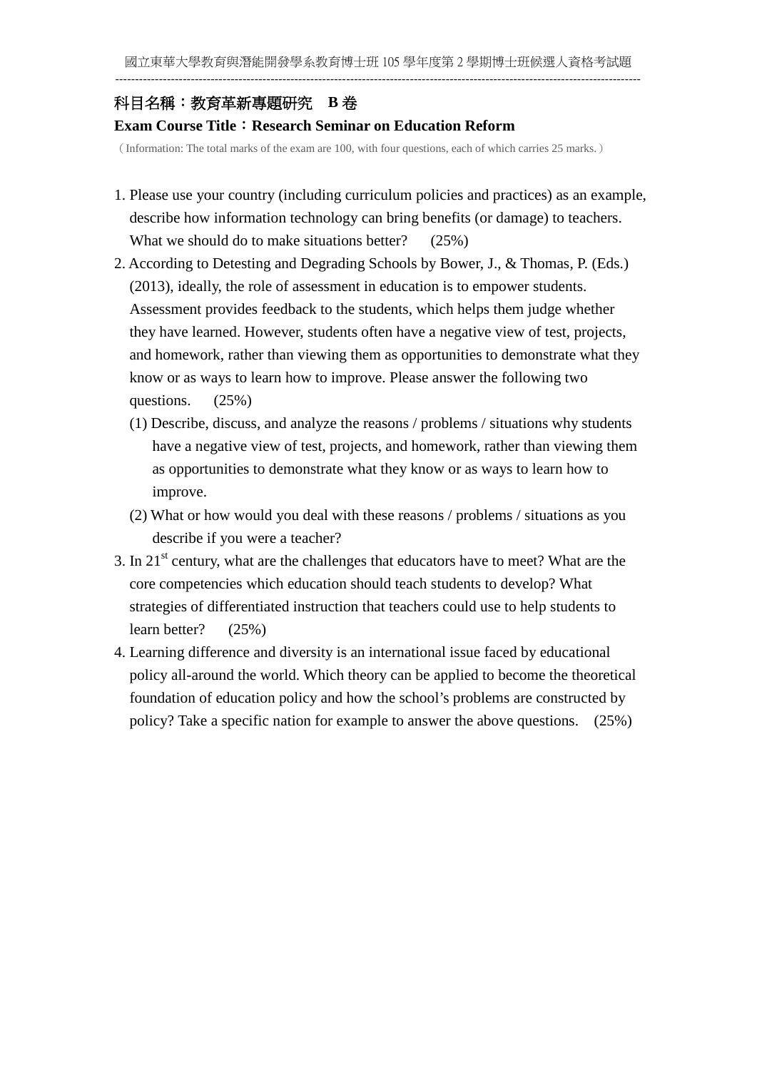國立東華大學教育與潛能開發學系教育博士班 105 學年度第 2 學期博士班候選人資格考試題

---

**科目名稱：教育革新專題研究　B 卷**

**Exam Course Title：Research Seminar on Education Reform**

（Information: The total marks of the exam are 100, with four questions, each of which carries 25 marks.）

1. Please use your country (including curriculum policies and practices) as an example, describe how information technology can bring benefits (or damage) to teachers. What we should do to make situations better?　(25%)
2. According to Detesting and Degrading Schools by Bower, J., & Thomas, P. (Eds.) (2013), ideally, the role of assessment in education is to empower students. Assessment provides feedback to the students, which helps them judge whether they have learned. However, students often have a negative view of test, projects, and homework, rather than viewing them as opportunities to demonstrate what they know or as ways to learn how to improve. Please answer the following two questions.　(25%)
   (1) Describe, discuss, and analyze the reasons / problems / situations why students have a negative view of test, projects, and homework, rather than viewing them as opportunities to demonstrate what they know or as ways to learn how to improve.
   (2) What or how would you deal with these reasons / problems / situations as you describe if you were a teacher?
3. In 21st century, what are the challenges that educators have to meet? What are the core competencies which education should teach students to develop? What strategies of differentiated instruction that teachers could use to help students to learn better?　(25%)
4. Learning difference and diversity is an international issue faced by educational policy all-around the world. Which theory can be applied to become the theoretical foundation of education policy and how the school's problems are constructed by policy? Take a specific nation for example to answer the above questions.　(25%)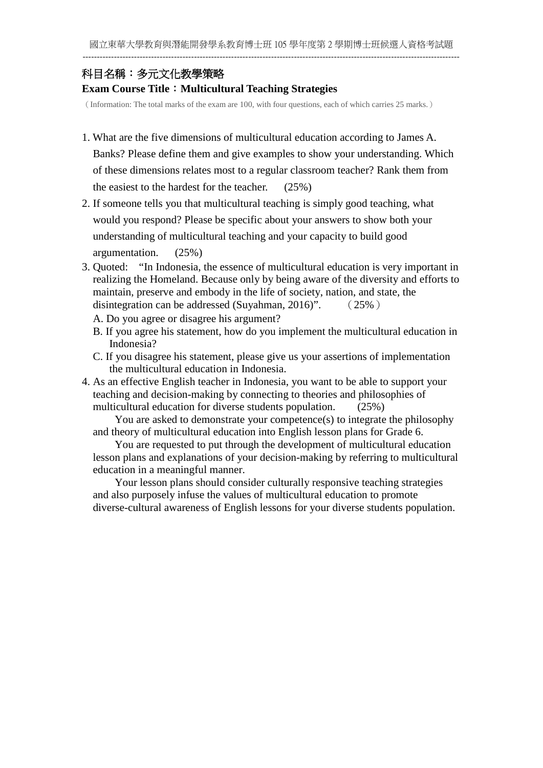## 科目名稱：多元文化教學策略

**Exam Course Title：Multicultural Teaching Strategies**

（Information: The total marks of the exam are 100, with four questions, each of which carries 25 marks.）

1. What are the five dimensions of multicultural education according to James A. Banks? Please define them and give examples to show your understanding. Which of these dimensions relates most to a regular classroom teacher? Rank them from the easiest to the hardest for the teacher. (25%)
2. If someone tells you that multicultural teaching is simply good teaching, what would you respond? Please be specific about your answers to show both your understanding of multicultural teaching and your capacity to build good argumentation. (25%)
3. Quoted: "In Indonesia, the essence of multicultural education is very important in realizing the Homeland. Because only by being aware of the diversity and efforts to maintain, preserve and embody in the life of society, nation, and state, the disintegration can be addressed (Suyahman, 2016)". （25%）
   A. Do you agree or disagree his argument?
   B. If you agree his statement, how do you implement the multicultural education in Indonesia?
   C. If you disagree his statement, please give us your assertions of implementation the multicultural education in Indonesia.
4. As an effective English teacher in Indonesia, you want to be able to support your teaching and decision-making by connecting to theories and philosophies of multicultural education for diverse students population. (25%)

   You are asked to demonstrate your competence(s) to integrate the philosophy and theory of multicultural education into English lesson plans for Grade 6.

   You are requested to put through the development of multicultural education lesson plans and explanations of your decision-making by referring to multicultural education in a meaningful manner.

   Your lesson plans should consider culturally responsive teaching strategies and also purposely infuse the values of multicultural education to promote diverse-cultural awareness of English lessons for your diverse students population.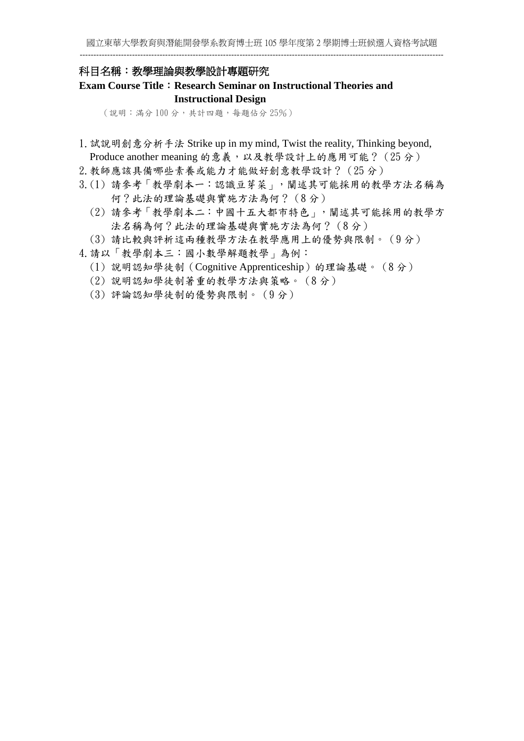國立東華大學教育與潛能開發學系教育博士班 105 學年度第 2 學期博士班候選人資格考試題

**科目名稱：教學理論與教學設計專題研究**

**Exam Course Title：Research Seminar on Instructional Theories and Instructional Design**

（說明：滿分 100 分，共計四題，每題佔分 25%）

1. 試說明創意分析手法 Strike up in my mind, Twist the reality, Thinking beyond, Produce another meaning 的意義，以及教學設計上的應用可能？（25 分）
2. 教師應該具備哪些素養或能力才能做好創意教學設計？（25 分）
3. (1) 請參考「教學劇本一：認識豆芽菜」，闡述其可能採用的教學方法名稱為何？此法的理論基礎與實施方法為何？（8 分）
   (2) 請參考「教學劇本二：中國十五大都市特色」，闡述其可能採用的教學方法名稱為何？此法的理論基礎與實施方法為何？（8 分）
   (3) 請比較與評析這兩種教學方法在教學應用上的優勢與限制。（9 分）
4. 請以「教學劇本三：國小數學解題教學」為例：
   (1) 說明認知學徒制（Cognitive Apprenticeship）的理論基礎。（8 分）
   (2) 說明認知學徒制著重的教學方法與策略。（8 分）
   (3) 評論認知學徒制的優勢與限制。（9 分）